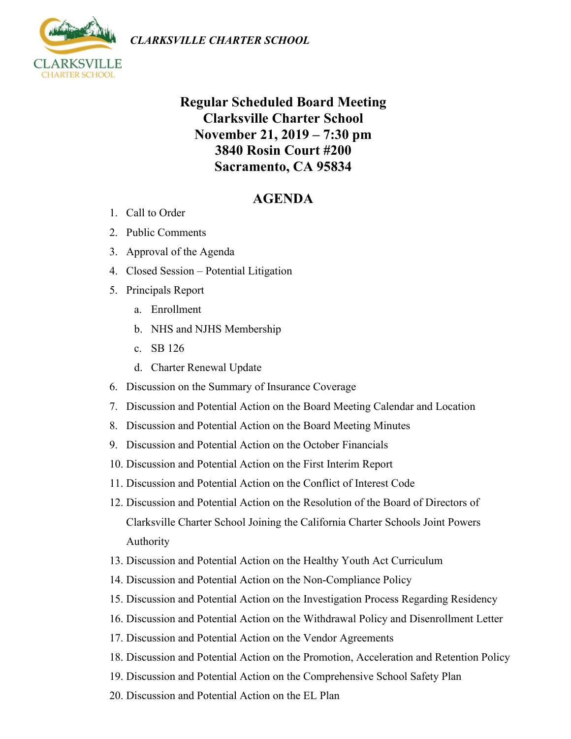*CLARKSVILLE CHARTER SCHOOL*

# Regular Scheduled Board Meeting
# Clarksville Charter School
# November 21, 2019 – 7:30 pm
# 3840 Rosin Court #200
# Sacramento, CA 95834

## AGENDA

1. Call to Order
2. Public Comments
3. Approval of the Agenda
4. Closed Session – Potential Litigation
5. Principals Report
   a. Enrollment
   b. NHS and NJHS Membership
   c. SB 126
   d. Charter Renewal Update
6. Discussion on the Summary of Insurance Coverage
7. Discussion and Potential Action on the Board Meeting Calendar and Location
8. Discussion and Potential Action on the Board Meeting Minutes
9. Discussion and Potential Action on the October Financials
10. Discussion and Potential Action on the First Interim Report
11. Discussion and Potential Action on the Conflict of Interest Code
12. Discussion and Potential Action on the Resolution of the Board of Directors of Clarksville Charter School Joining the California Charter Schools Joint Powers Authority
13. Discussion and Potential Action on the Healthy Youth Act Curriculum
14. Discussion and Potential Action on the Non-Compliance Policy
15. Discussion and Potential Action on the Investigation Process Regarding Residency
16. Discussion and Potential Action on the Withdrawal Policy and Disenrollment Letter
17. Discussion and Potential Action on the Vendor Agreements
18. Discussion and Potential Action on the Promotion, Acceleration and Retention Policy
19. Discussion and Potential Action on the Comprehensive School Safety Plan
20. Discussion and Potential Action on the EL Plan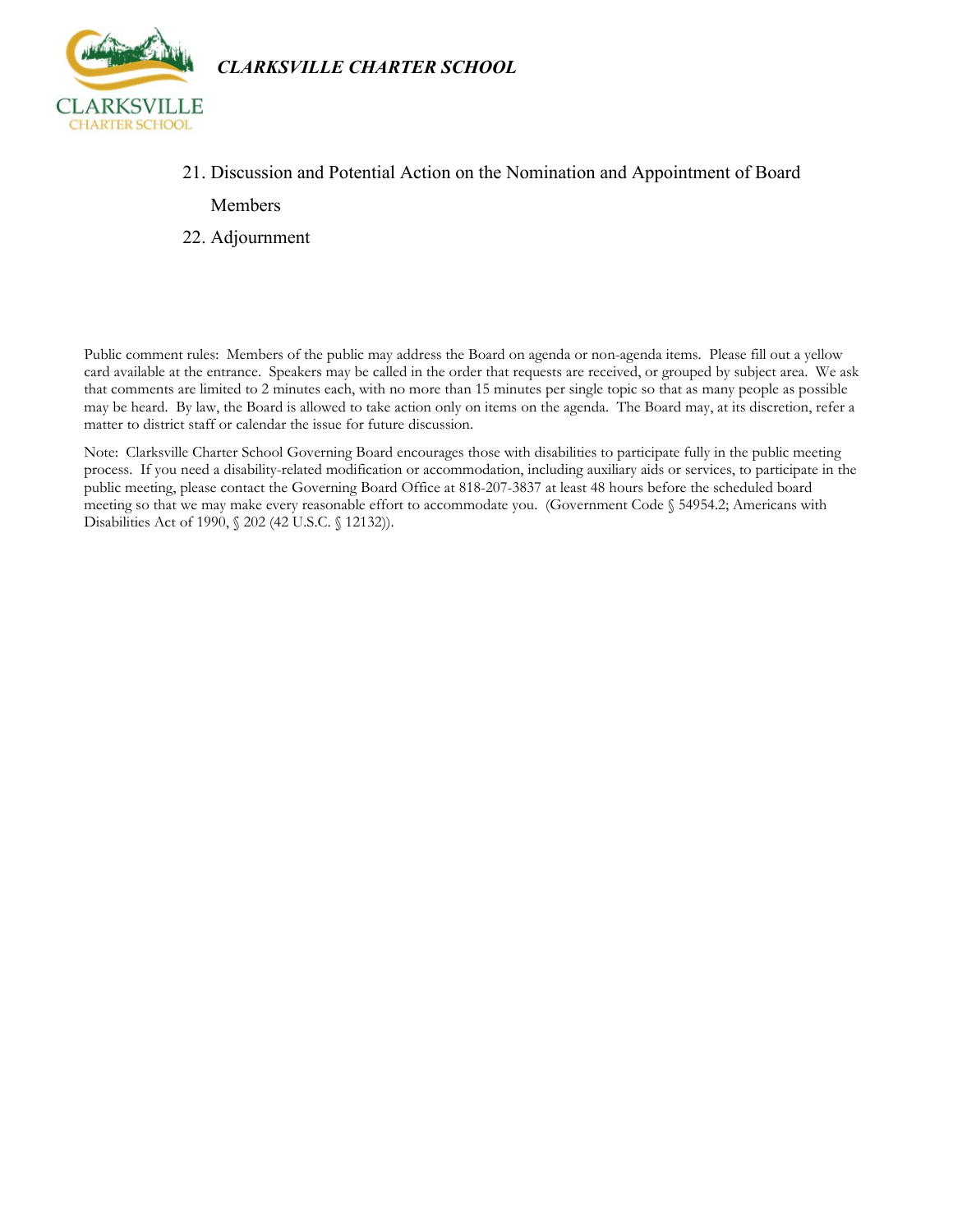21. Discussion and Potential Action on the Nomination and Appointment of Board Members
22. Adjournment

Public comment rules: Members of the public may address the Board on agenda or non-agenda items. Please fill out a yellow card available at the entrance. Speakers may be called in the order that requests are received, or grouped by subject area. We ask that comments are limited to 2 minutes each, with no more than 15 minutes per single topic so that as many people as possible may be heard. By law, the Board is allowed to take action only on items on the agenda. The Board may, at its discretion, refer a matter to district staff or calendar the issue for future discussion.

Note: Clarksville Charter School Governing Board encourages those with disabilities to participate fully in the public meeting process. If you need a disability-related modification or accommodation, including auxiliary aids or services, to participate in the public meeting, please contact the Governing Board Office at 818-207-3837 at least 48 hours before the scheduled board meeting so that we may make every reasonable effort to accommodate you. (Government Code § 54954.2; Americans with Disabilities Act of 1990, § 202 (42 U.S.C. § 12132)).